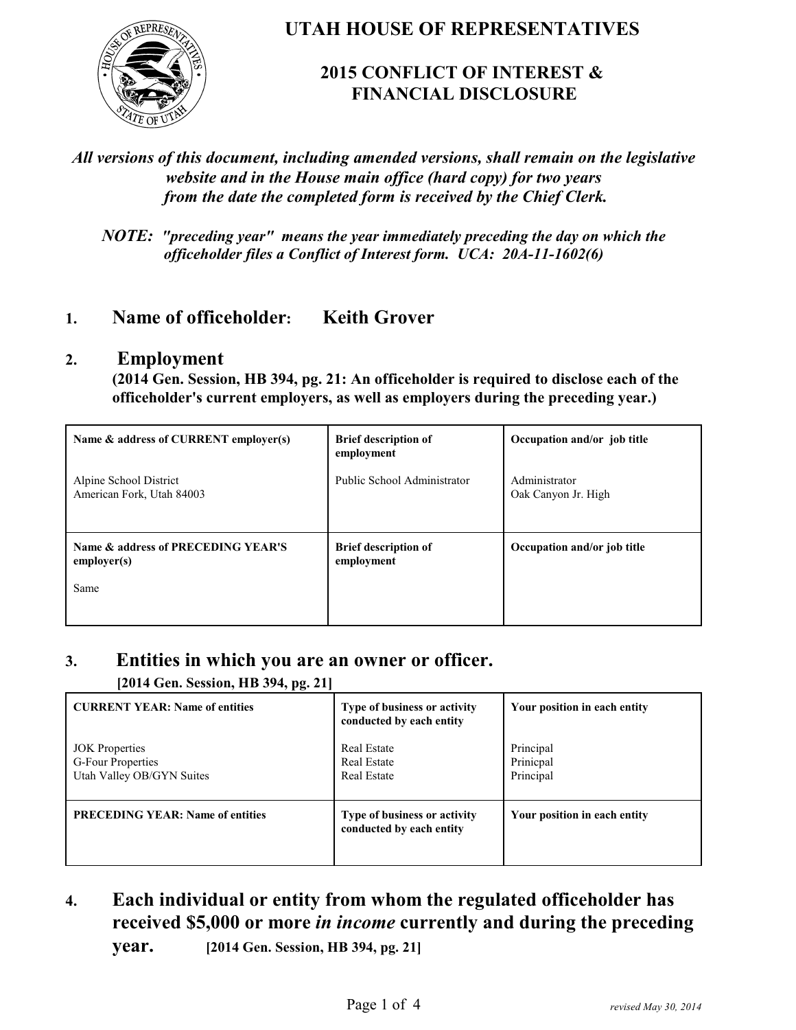# UTAH HOUSE OF REPRESENTATIVES

## 2015 CONFLICT OF INTEREST & FINANCIAL DISCLOSURE

***All versions of this document, including amended versions, shall remain on the legislative website and in the House main office (hard copy) for two years from the date the completed form is received by the Chief Clerk.***

***NOTE: "preceding year" means the year immediately preceding the day on which the officeholder files a Conflict of Interest form. UCA: 20A-11-1602(6)***

## 1. Name of officeholder: Keith Grover

## 2. Employment

**(2014 Gen. Session, HB 394, pg. 21: An officeholder is required to disclose each of the officeholder's current employers, as well as employers during the preceding year.)**

| **Name & address of CURRENT employer(s)** | **Brief description of employment** | **Occupation and/or job title** |
|---|---|---|
| Alpine School District<br>American Fork, Utah 84003 | Public School Administrator | Administrator<br>Oak Canyon Jr. High |
| **Name & address of PRECEDING YEAR'S employer(s)** | **Brief description of employment** | **Occupation and/or job title** |
| Same | | |

## 3. Entities in which you are an owner or officer.

**[2014 Gen. Session, HB 394, pg. 21]**

| **CURRENT YEAR: Name of entities** | **Type of business or activity conducted by each entity** | **Your position in each entity** |
|---|---|---|
| JOK Properties<br>G-Four Properties<br>Utah Valley OB/GYN Suites | Real Estate<br>Real Estate<br>Real Estate | Principal<br>Prinicpal<br>Principal |
| **PRECEDING YEAR: Name of entities** | **Type of business or activity conducted by each entity** | **Your position in each entity** |
| | | |

## 4. Each individual or entity from whom the regulated officeholder has received $5,000 or more *in income* currently and during the preceding year. [2014 Gen. Session, HB 394, pg. 21]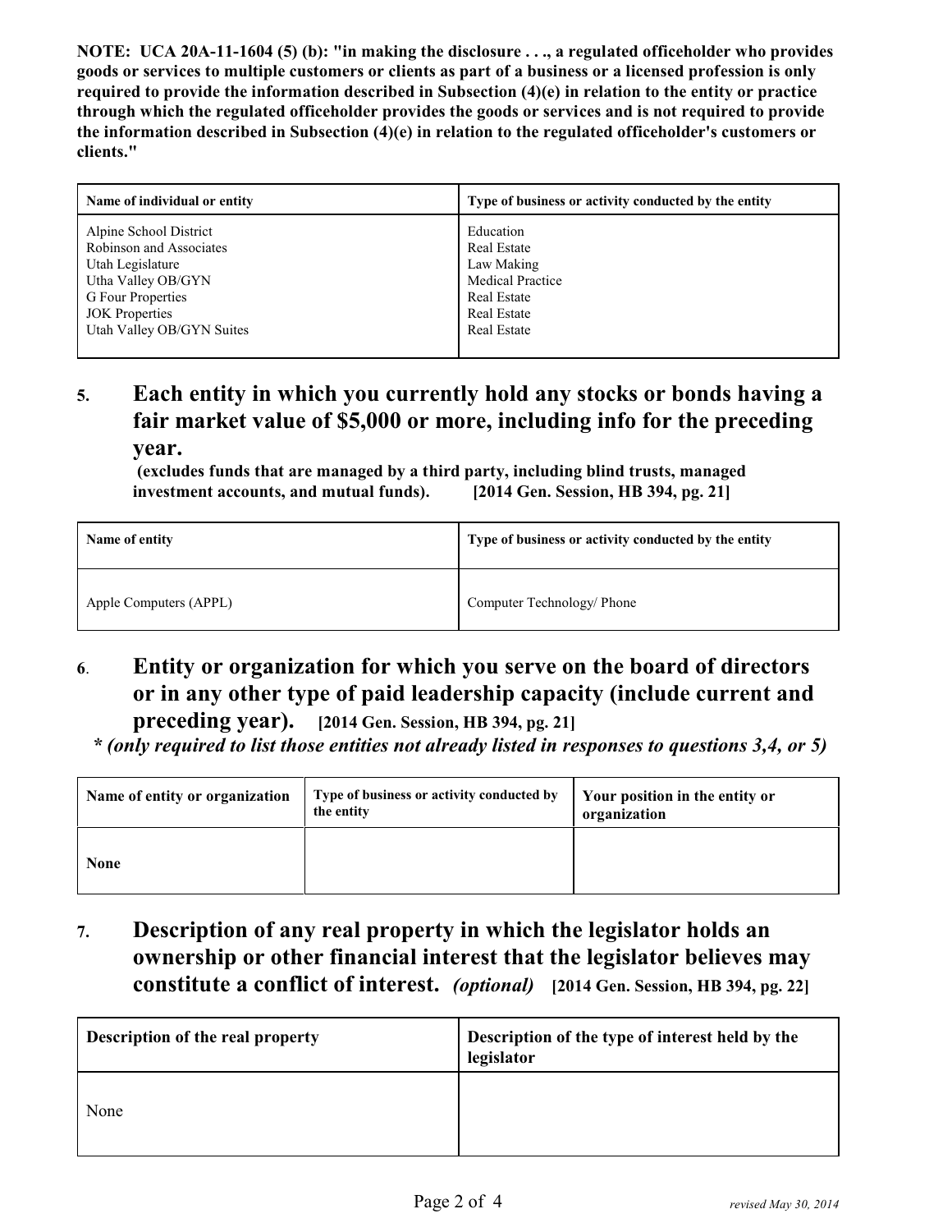**NOTE: UCA 20A-11-1604 (5) (b): "in making the disclosure . . ., a regulated officeholder who provides goods or services to multiple customers or clients as part of a business or a licensed profession is only required to provide the information described in Subsection (4)(e) in relation to the entity or practice through which the regulated officeholder provides the goods or services and is not required to provide the information described in Subsection (4)(e) in relation to the regulated officeholder's customers or clients."**

| Name of individual or entity | Type of business or activity conducted by the entity |
|---|---|
| Alpine School District | Education |
| Robinson and Associates | Real Estate |
| Utah Legislature | Law Making |
| Utha Valley OB/GYN | Medical Practice |
| G Four Properties | Real Estate |
| JOK Properties | Real Estate |
| Utah Valley OB/GYN Suites | Real Estate |

## 5. Each entity in which you currently hold any stocks or bonds having a fair market value of $5,000 or more, including info for the preceding year.

**(excludes funds that are managed by a third party, including blind trusts, managed investment accounts, and mutual funds). [2014 Gen. Session, HB 394, pg. 21]**

| Name of entity | Type of business or activity conducted by the entity |
|---|---|
| Apple Computers (APPL) | Computer Technology/ Phone |

## 6. Entity or organization for which you serve on the board of directors or in any other type of paid leadership capacity (include current and preceding year). [2014 Gen. Session, HB 394, pg. 21]

***\* (only required to list those entities not already listed in responses to questions 3,4, or 5)***

| Name of entity or organization | Type of business or activity conducted by the entity | Your position in the entity or organization |
|---|---|---|
| **None** | | |

## 7. Description of any real property in which the legislator holds an ownership or other financial interest that the legislator believes may constitute a conflict of interest. *(optional)* [2014 Gen. Session, HB 394, pg. 22]

| Description of the real property | Description of the type of interest held by the legislator |
|---|---|
| None | |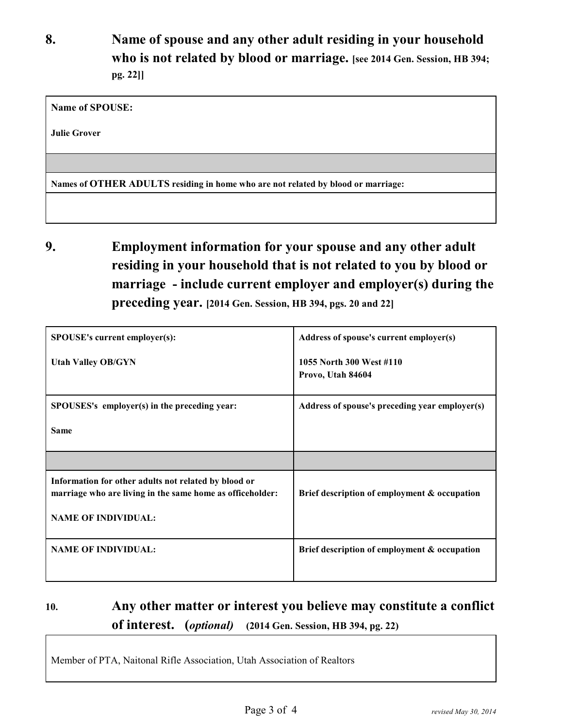## 8. Name of spouse and any other adult residing in your household who is not related by blood or marriage. [see 2014 Gen. Session, HB 394; pg. 22]]

| **Name of SPOUSE:**<br><br>**Julie Grover** |
|---|
| |
| **Names of OTHER ADULTS residing in home who are not related by blood or marriage:** |
| |

## 9. Employment information for your spouse and any other adult residing in your household that is not related to you by blood or marriage - include current employer and employer(s) during the preceding year. [2014 Gen. Session, HB 394, pgs. 20 and 22]

| **SPOUSE's current employer(s):**<br><br>**Utah Valley OB/GYN** | **Address of spouse's current employer(s)**<br><br>**1055 North 300 West #110**<br>**Provo, Utah 84604** |
|---|---|
| **SPOUSES's employer(s) in the preceding year:**<br><br>**Same** | **Address of spouse's preceding year employer(s)** |
| | |
| **Information for other adults not related by blood or marriage who are living in the same home as officeholder:**<br><br>**NAME OF INDIVIDUAL:** | **Brief description of employment & occupation** |
| **NAME OF INDIVIDUAL:** | **Brief description of employment & occupation** |

## 10. Any other matter or interest you believe may constitute a conflict of interest. (*optional*) (2014 Gen. Session, HB 394, pg. 22)

Member of PTA, Naitonal Rifle Association, Utah Association of Realtors

*revised May 30, 2014*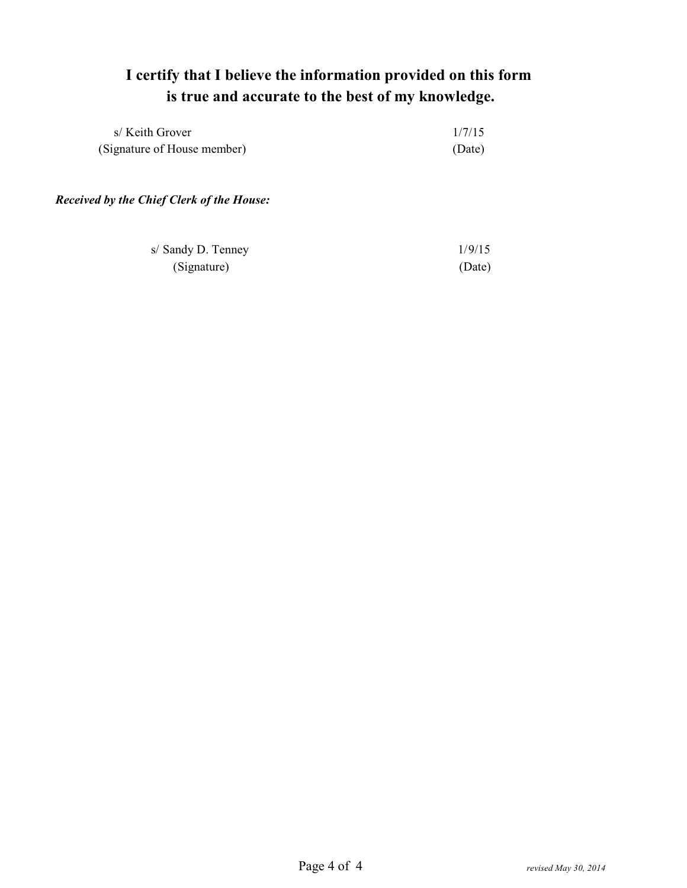## I certify that I believe the information provided on this form is true and accurate to the best of my knowledge.

| | |
|---|---|
| s/ Keith Grover | 1/7/15 |
| (Signature of House member) | (Date) |

***Received by the Chief Clerk of the House:***

| | |
|---|---|
| s/ Sandy D. Tenney | 1/9/15 |
| (Signature) | (Date) |

*revised May 30, 2014*